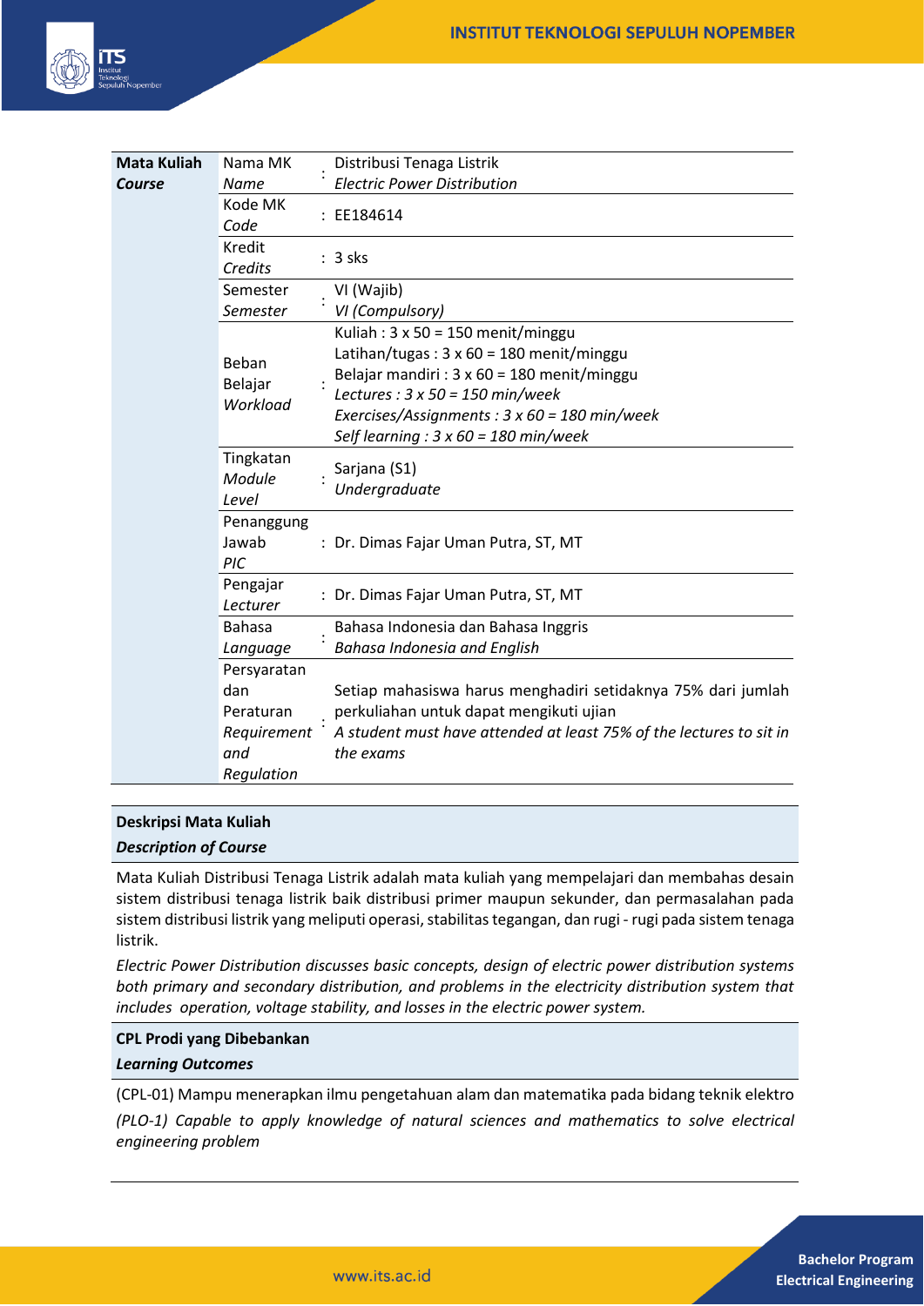| **Mata Kuliah** *Course* | Nama MK *Name* | : | Distribusi Tenaga Listrik *Electric Power Distribution* |
|---|---|---|---|
| | Kode MK *Code* | : | EE184614 |
| | Kredit *Credits* | : | 3 sks |
| | Semester *Semester* | : | VI (Wajib) *VI (Compulsory)* |
| | Beban Belajar *Workload* | : | Kuliah : 3 x 50 = 150 menit/minggu<br>Latihan/tugas : 3 x 60 = 180 menit/minggu<br>Belajar mandiri : 3 x 60 = 180 menit/minggu<br>*Lectures : 3 x 50 = 150 min/week*<br>*Exercises/Assignments : 3 x 60 = 180 min/week*<br>*Self learning : 3 x 60 = 180 min/week* |
| | Tingkatan *Module Level* | : | Sarjana (S1) *Undergraduate* |
| | Penanggung Jawab *PIC* | : | Dr. Dimas Fajar Uman Putra, ST, MT |
| | Pengajar *Lecturer* | : | Dr. Dimas Fajar Uman Putra, ST, MT |
| | Bahasa *Language* | : | Bahasa Indonesia dan Bahasa Inggris *Bahasa Indonesia and English* |
| | Persyaratan dan Peraturan *Requirement and Regulation* | : | Setiap mahasiswa harus menghadiri setidaknya 75% dari jumlah perkuliahan untuk dapat mengikuti ujian *A student must have attended at least 75% of the lectures to sit in the exams* |

**Deskripsi Mata Kuliah**

***Description of Course***

Mata Kuliah Distribusi Tenaga Listrik adalah mata kuliah yang mempelajari dan membahas desain sistem distribusi tenaga listrik baik distribusi primer maupun sekunder, dan permasalahan pada sistem distribusi listrik yang meliputi operasi, stabilitas tegangan, dan rugi - rugi pada sistem tenaga listrik.

*Electric Power Distribution discusses basic concepts, design of electric power distribution systems both primary and secondary distribution, and problems in the electricity distribution system that includes operation, voltage stability, and losses in the electric power system.*

**CPL Prodi yang Dibebankan**

***Learning Outcomes***

(CPL-01) Mampu menerapkan ilmu pengetahuan alam dan matematika pada bidang teknik elektro

*(PLO-1) Capable to apply knowledge of natural sciences and mathematics to solve electrical engineering problem*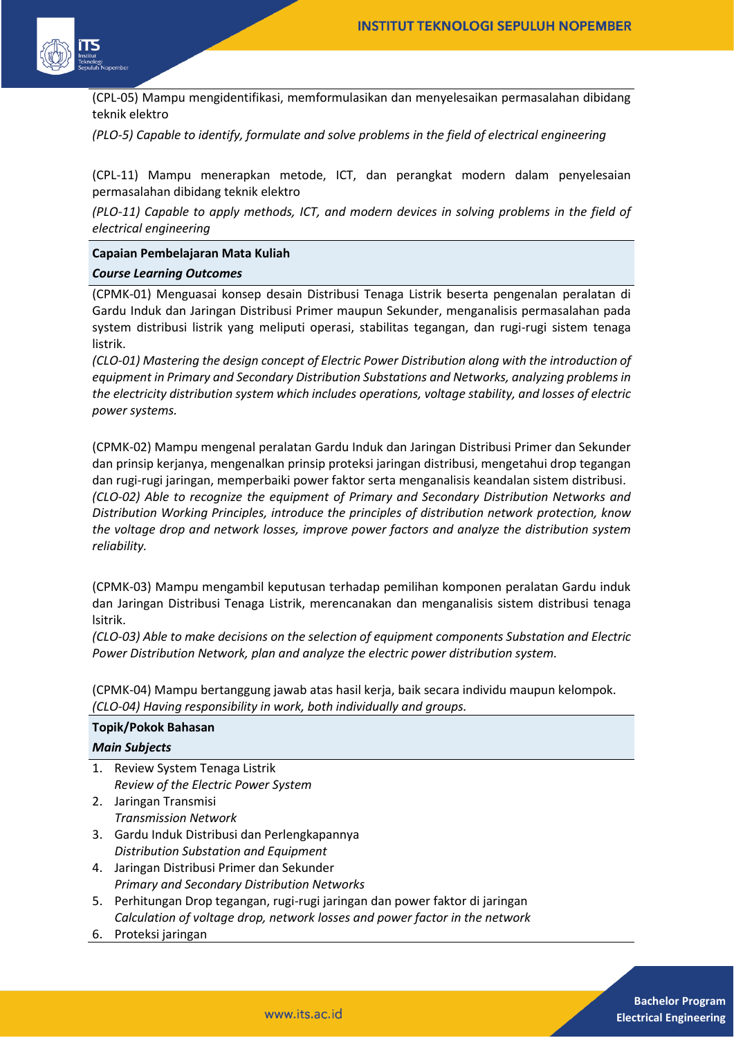(CPL-05) Mampu mengidentifikasi, memformulasikan dan menyelesaikan permasalahan dibidang teknik elektro

*(PLO-5) Capable to identify, formulate and solve problems in the field of electrical engineering*

(CPL-11) Mampu menerapkan metode, ICT, dan perangkat modern dalam penyelesaian permasalahan dibidang teknik elektro

*(PLO-11) Capable to apply methods, ICT, and modern devices in solving problems in the field of electrical engineering*

**Capaian Pembelajaran Mata Kuliah**

***Course Learning Outcomes***

(CPMK-01) Menguasai konsep desain Distribusi Tenaga Listrik beserta pengenalan peralatan di Gardu Induk dan Jaringan Distribusi Primer maupun Sekunder, menganalisis permasalahan pada system distribusi listrik yang meliputi operasi, stabilitas tegangan, dan rugi-rugi sistem tenaga listrik.

*(CLO-01) Mastering the design concept of Electric Power Distribution along with the introduction of equipment in Primary and Secondary Distribution Substations and Networks, analyzing problems in the electricity distribution system which includes operations, voltage stability, and losses of electric power systems.*

(CPMK-02) Mampu mengenal peralatan Gardu Induk dan Jaringan Distribusi Primer dan Sekunder dan prinsip kerjanya, mengenalkan prinsip proteksi jaringan distribusi, mengetahui drop tegangan dan rugi-rugi jaringan, memperbaiki power faktor serta menganalisis keandalan sistem distribusi.

*(CLO-02) Able to recognize the equipment of Primary and Secondary Distribution Networks and Distribution Working Principles, introduce the principles of distribution network protection, know the voltage drop and network losses, improve power factors and analyze the distribution system reliability.*

(CPMK-03) Mampu mengambil keputusan terhadap pemilihan komponen peralatan Gardu induk dan Jaringan Distribusi Tenaga Listrik, merencanakan dan menganalisis sistem distribusi tenaga lsitrik.

*(CLO-03) Able to make decisions on the selection of equipment components Substation and Electric Power Distribution Network, plan and analyze the electric power distribution system.*

(CPMK-04) Mampu bertanggung jawab atas hasil kerja, baik secara individu maupun kelompok.

*(CLO-04) Having responsibility in work, both individually and groups.*

**Topik/Pokok Bahasan**

***Main Subjects***

1. Review System Tenaga Listrik
   *Review of the Electric Power System*
2. Jaringan Transmisi
   *Transmission Network*
3. Gardu Induk Distribusi dan Perlengkapannya
   *Distribution Substation and Equipment*
4. Jaringan Distribusi Primer dan Sekunder
   *Primary and Secondary Distribution Networks*
5. Perhitungan Drop tegangan, rugi-rugi jaringan dan power faktor di jaringan
   *Calculation of voltage drop, network losses and power factor in the network*
6. Proteksi jaringan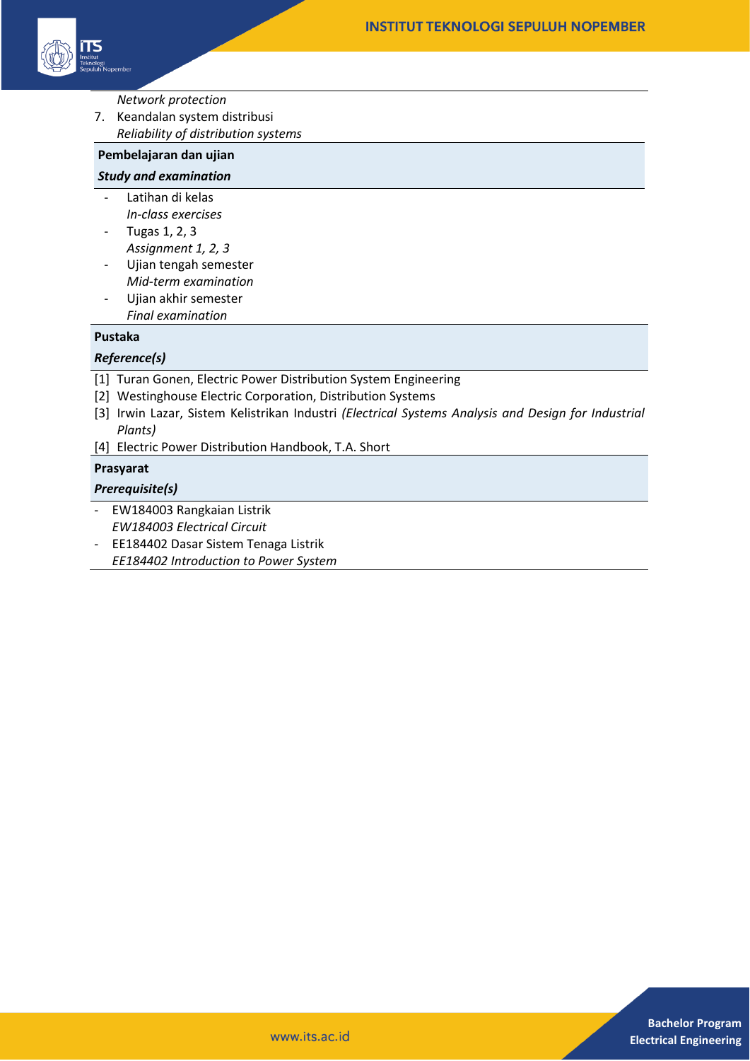*Network protection*

7. Keandalan system distribusi
   *Reliability of distribution systems*

**Pembelajaran dan ujian**

***Study and examination***

- Latihan di kelas
  *In-class exercises*
- Tugas 1, 2, 3
  *Assignment 1, 2, 3*
- Ujian tengah semester
  *Mid-term examination*
- Ujian akhir semester
  *Final examination*

**Pustaka**

***Reference(s)***

[1] Turan Gonen, Electric Power Distribution System Engineering
[2] Westinghouse Electric Corporation, Distribution Systems
[3] Irwin Lazar, Sistem Kelistrikan Industri *(Electrical Systems Analysis and Design for Industrial Plants)*
[4] Electric Power Distribution Handbook, T.A. Short

**Prasyarat**

***Prerequisite(s)***

- EW184003 Rangkaian Listrik
  *EW184003 Electrical Circuit*
- EE184402 Dasar Sistem Tenaga Listrik
  *EE184402 Introduction to Power System*